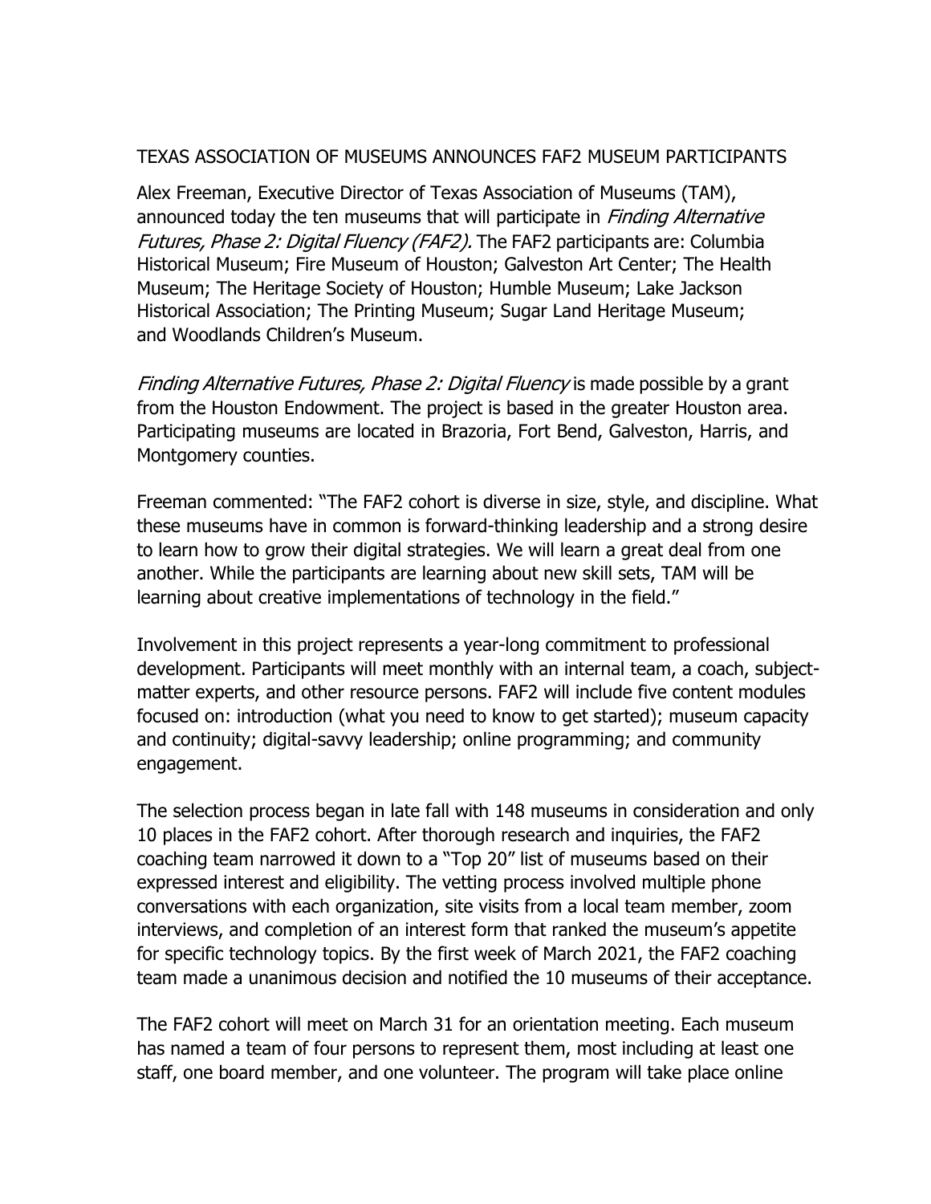# TEXAS ASSOCIATION OF MUSEUMS ANNOUNCES FAF2 MUSEUM PARTICIPANTS

Alex Freeman, Executive Director of Texas Association of Museums (TAM), announced today the ten museums that will participate in *Finding Alternative Futures, Phase 2: Digital Fluency (FAF2).* The FAF2 participants are: Columbia Historical Museum; Fire Museum of Houston; Galveston Art Center; The Health Museum; The Heritage Society of Houston; Humble Museum; Lake Jackson Historical Association; The Printing Museum; Sugar Land Heritage Museum; and Woodlands Children's Museum.

*Finding Alternative Futures, Phase 2: Digital Fluency* is made possible by a grant from the Houston Endowment. The project is based in the greater Houston area. Participating museums are located in Brazoria, Fort Bend, Galveston, Harris, and Montgomery counties.

Freeman commented: "The FAF2 cohort is diverse in size, style, and discipline. What these museums have in common is forward-thinking leadership and a strong desire to learn how to grow their digital strategies. We will learn a great deal from one another. While the participants are learning about new skill sets, TAM will be learning about creative implementations of technology in the field."

Involvement in this project represents a year-long commitment to professional development. Participants will meet monthly with an internal team, a coach, subject-matter experts, and other resource persons. FAF2 will include five content modules focused on: introduction (what you need to know to get started); museum capacity and continuity; digital-savvy leadership; online programming; and community engagement.

The selection process began in late fall with 148 museums in consideration and only 10 places in the FAF2 cohort. After thorough research and inquiries, the FAF2 coaching team narrowed it down to a "Top 20" list of museums based on their expressed interest and eligibility. The vetting process involved multiple phone conversations with each organization, site visits from a local team member, zoom interviews, and completion of an interest form that ranked the museum's appetite for specific technology topics. By the first week of March 2021, the FAF2 coaching team made a unanimous decision and notified the 10 museums of their acceptance.

The FAF2 cohort will meet on March 31 for an orientation meeting. Each museum has named a team of four persons to represent them, most including at least one staff, one board member, and one volunteer. The program will take place online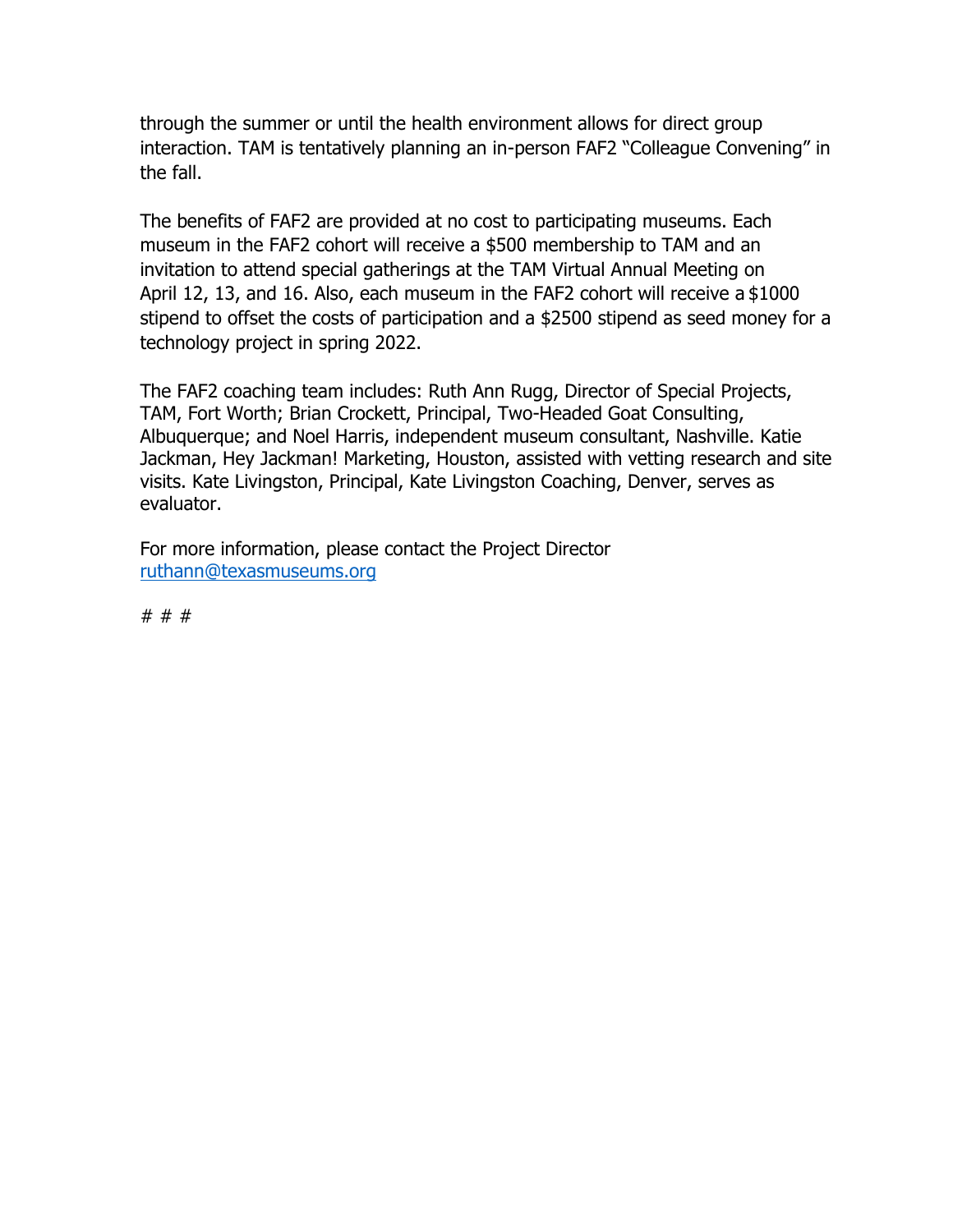through the summer or until the health environment allows for direct group interaction. TAM is tentatively planning an in-person FAF2 "Colleague Convening" in the fall.

The benefits of FAF2 are provided at no cost to participating museums. Each museum in the FAF2 cohort will receive a $500 membership to TAM and an invitation to attend special gatherings at the TAM Virtual Annual Meeting on April 12, 13, and 16. Also, each museum in the FAF2 cohort will receive a $1000 stipend to offset the costs of participation and a $2500 stipend as seed money for a technology project in spring 2022.

The FAF2 coaching team includes: Ruth Ann Rugg, Director of Special Projects, TAM, Fort Worth; Brian Crockett, Principal, Two-Headed Goat Consulting, Albuquerque; and Noel Harris, independent museum consultant, Nashville. Katie Jackman, Hey Jackman! Marketing, Houston, assisted with vetting research and site visits. Kate Livingston, Principal, Kate Livingston Coaching, Denver, serves as evaluator.

For more information, please contact the Project Director [ruthann@texasmuseums.org](mailto:ruthann@texasmuseums.org)

# # #